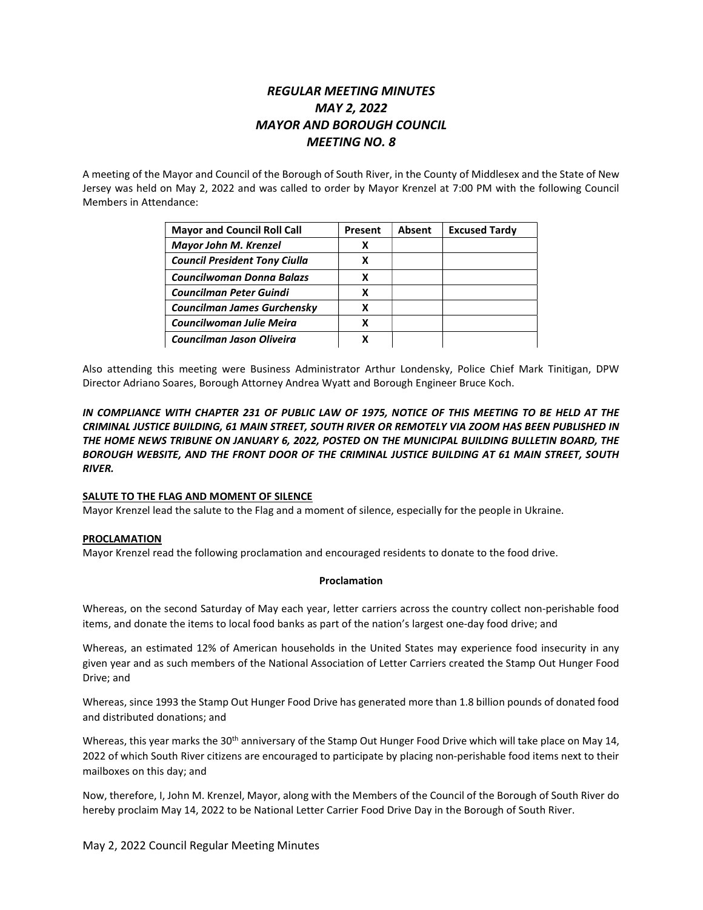# *REGULAR MEETING MINUTES*
# *MAY 2, 2022*
# *MAYOR AND BOROUGH COUNCIL*
# *MEETING NO. 8*

A meeting of the Mayor and Council of the Borough of South River, in the County of Middlesex and the State of New Jersey was held on May 2, 2022 and was called to order by Mayor Krenzel at 7:00 PM with the following Council Members in Attendance:

| Mayor and Council Roll Call | Present | Absent | Excused Tardy |
|---|---|---|---|
| *Mayor John M. Krenzel* | X | | |
| *Council President Tony Ciulla* | X | | |
| *Councilwoman Donna Balazs* | X | | |
| *Councilman Peter Guindi* | X | | |
| *Councilman James Gurchensky* | X | | |
| *Councilwoman Julie Meira* | X | | |
| *Councilman Jason Oliveira* | X | | |

Also attending this meeting were Business Administrator Arthur Londensky, Police Chief Mark Tinitigan, DPW Director Adriano Soares, Borough Attorney Andrea Wyatt and Borough Engineer Bruce Koch.

***IN COMPLIANCE WITH CHAPTER 231 OF PUBLIC LAW OF 1975, NOTICE OF THIS MEETING TO BE HELD AT THE CRIMINAL JUSTICE BUILDING, 61 MAIN STREET, SOUTH RIVER OR REMOTELY VIA ZOOM HAS BEEN PUBLISHED IN THE HOME NEWS TRIBUNE ON JANUARY 6, 2022, POSTED ON THE MUNICIPAL BUILDING BULLETIN BOARD, THE BOROUGH WEBSITE, AND THE FRONT DOOR OF THE CRIMINAL JUSTICE BUILDING AT 61 MAIN STREET, SOUTH RIVER.***

**SALUTE TO THE FLAG AND MOMENT OF SILENCE**

Mayor Krenzel lead the salute to the Flag and a moment of silence, especially for the people in Ukraine.

**PROCLAMATION**

Mayor Krenzel read the following proclamation and encouraged residents to donate to the food drive.

**Proclamation**

Whereas, on the second Saturday of May each year, letter carriers across the country collect non-perishable food items, and donate the items to local food banks as part of the nation's largest one-day food drive; and

Whereas, an estimated 12% of American households in the United States may experience food insecurity in any given year and as such members of the National Association of Letter Carriers created the Stamp Out Hunger Food Drive; and

Whereas, since 1993 the Stamp Out Hunger Food Drive has generated more than 1.8 billion pounds of donated food and distributed donations; and

Whereas, this year marks the 30th anniversary of the Stamp Out Hunger Food Drive which will take place on May 14, 2022 of which South River citizens are encouraged to participate by placing non-perishable food items next to their mailboxes on this day; and

Now, therefore, I, John M. Krenzel, Mayor, along with the Members of the Council of the Borough of South River do hereby proclaim May 14, 2022 to be National Letter Carrier Food Drive Day in the Borough of South River.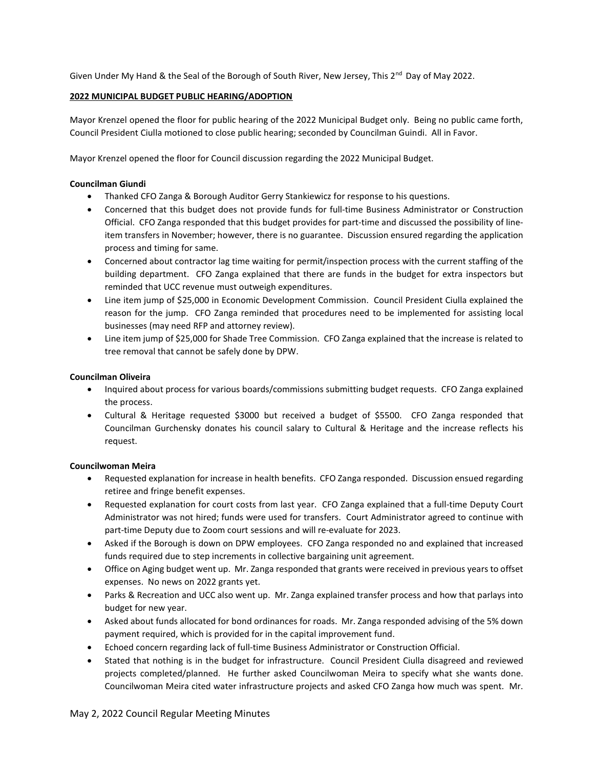Given Under My Hand & the Seal of the Borough of South River, New Jersey, This 2nd Day of May 2022.

**2022 MUNICIPAL BUDGET PUBLIC HEARING/ADOPTION**

Mayor Krenzel opened the floor for public hearing of the 2022 Municipal Budget only. Being no public came forth, Council President Ciulla motioned to close public hearing; seconded by Councilman Guindi. All in Favor.

Mayor Krenzel opened the floor for Council discussion regarding the 2022 Municipal Budget.

**Councilman Giundi**

- Thanked CFO Zanga & Borough Auditor Gerry Stankiewicz for response to his questions.
- Concerned that this budget does not provide funds for full-time Business Administrator or Construction Official. CFO Zanga responded that this budget provides for part-time and discussed the possibility of line-item transfers in November; however, there is no guarantee. Discussion ensured regarding the application process and timing for same.
- Concerned about contractor lag time waiting for permit/inspection process with the current staffing of the building department. CFO Zanga explained that there are funds in the budget for extra inspectors but reminded that UCC revenue must outweigh expenditures.
- Line item jump of $25,000 in Economic Development Commission. Council President Ciulla explained the reason for the jump. CFO Zanga reminded that procedures need to be implemented for assisting local businesses (may need RFP and attorney review).
- Line item jump of $25,000 for Shade Tree Commission. CFO Zanga explained that the increase is related to tree removal that cannot be safely done by DPW.

**Councilman Oliveira**

- Inquired about process for various boards/commissions submitting budget requests. CFO Zanga explained the process.
- Cultural & Heritage requested $3000 but received a budget of $5500. CFO Zanga responded that Councilman Gurchensky donates his council salary to Cultural & Heritage and the increase reflects his request.

**Councilwoman Meira**

- Requested explanation for increase in health benefits. CFO Zanga responded. Discussion ensued regarding retiree and fringe benefit expenses.
- Requested explanation for court costs from last year. CFO Zanga explained that a full-time Deputy Court Administrator was not hired; funds were used for transfers. Court Administrator agreed to continue with part-time Deputy due to Zoom court sessions and will re-evaluate for 2023.
- Asked if the Borough is down on DPW employees. CFO Zanga responded no and explained that increased funds required due to step increments in collective bargaining unit agreement.
- Office on Aging budget went up. Mr. Zanga responded that grants were received in previous years to offset expenses. No news on 2022 grants yet.
- Parks & Recreation and UCC also went up. Mr. Zanga explained transfer process and how that parlays into budget for new year.
- Asked about funds allocated for bond ordinances for roads. Mr. Zanga responded advising of the 5% down payment required, which is provided for in the capital improvement fund.
- Echoed concern regarding lack of full-time Business Administrator or Construction Official.
- Stated that nothing is in the budget for infrastructure. Council President Ciulla disagreed and reviewed projects completed/planned. He further asked Councilwoman Meira to specify what she wants done. Councilwoman Meira cited water infrastructure projects and asked CFO Zanga how much was spent. Mr.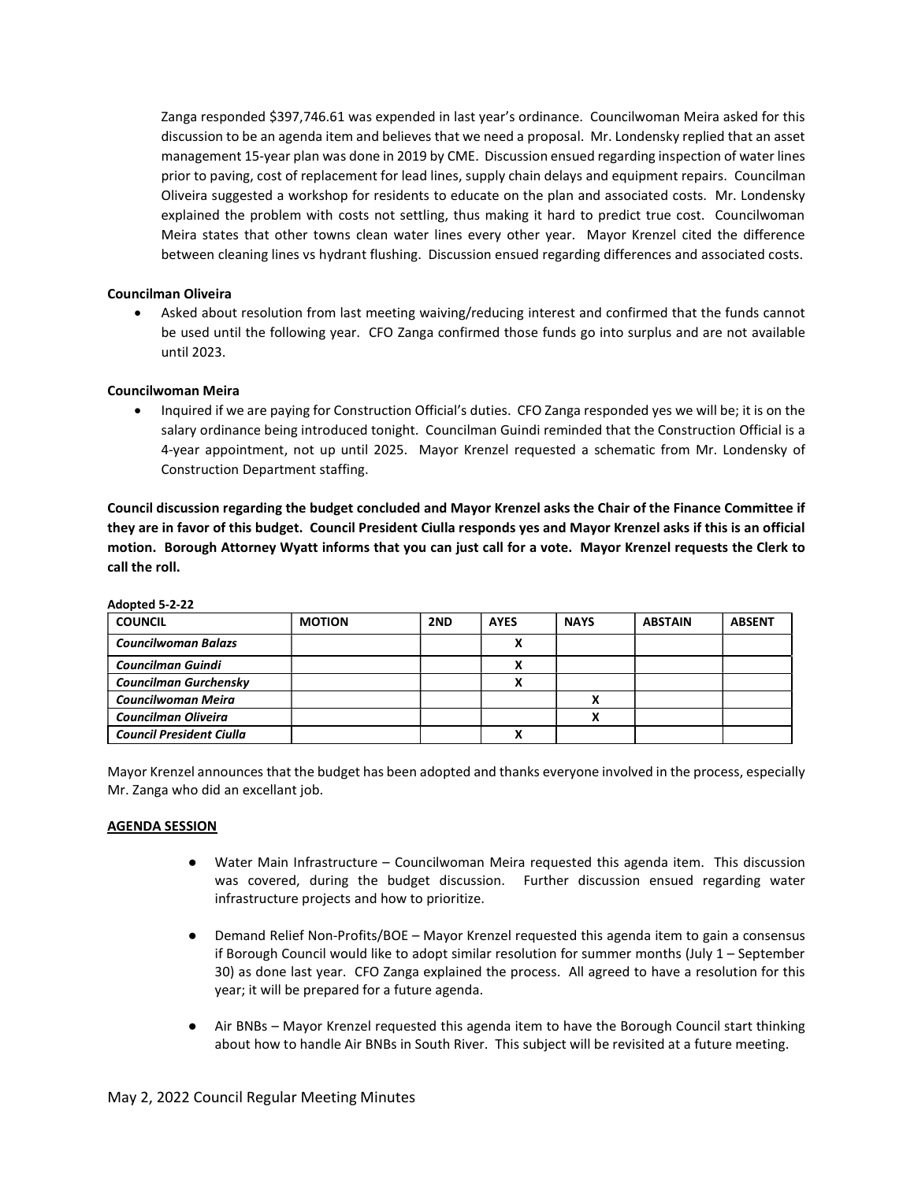Zanga responded $397,746.61 was expended in last year's ordinance. Councilwoman Meira asked for this discussion to be an agenda item and believes that we need a proposal. Mr. Londensky replied that an asset management 15-year plan was done in 2019 by CME. Discussion ensued regarding inspection of water lines prior to paving, cost of replacement for lead lines, supply chain delays and equipment repairs. Councilman Oliveira suggested a workshop for residents to educate on the plan and associated costs. Mr. Londensky explained the problem with costs not settling, thus making it hard to predict true cost. Councilwoman Meira states that other towns clean water lines every other year. Mayor Krenzel cited the difference between cleaning lines vs hydrant flushing. Discussion ensued regarding differences and associated costs.

**Councilman Oliveira**

- Asked about resolution from last meeting waiving/reducing interest and confirmed that the funds cannot be used until the following year. CFO Zanga confirmed those funds go into surplus and are not available until 2023.

**Councilwoman Meira**

- Inquired if we are paying for Construction Official's duties. CFO Zanga responded yes we will be; it is on the salary ordinance being introduced tonight. Councilman Guindi reminded that the Construction Official is a 4-year appointment, not up until 2025. Mayor Krenzel requested a schematic from Mr. Londensky of Construction Department staffing.

**Council discussion regarding the budget concluded and Mayor Krenzel asks the Chair of the Finance Committee if they are in favor of this budget. Council President Ciulla responds yes and Mayor Krenzel asks if this is an official motion. Borough Attorney Wyatt informs that you can just call for a vote. Mayor Krenzel requests the Clerk to call the roll.**

**Adopted 5-2-22**

| COUNCIL | MOTION | 2ND | AYES | NAYS | ABSTAIN | ABSENT |
|---|---|---|---|---|---|---|
| *Councilwoman Balazs* | | | X | | | |
| *Councilman Guindi* | | | X | | | |
| *Councilman Gurchensky* | | | X | | | |
| *Councilwoman Meira* | | | | X | | |
| *Councilman Oliveira* | | | | X | | |
| *Council President Ciulla* | | | X | | | |

Mayor Krenzel announces that the budget has been adopted and thanks everyone involved in the process, especially Mr. Zanga who did an excellant job.

## AGENDA SESSION

- Water Main Infrastructure – Councilwoman Meira requested this agenda item. This discussion was covered, during the budget discussion. Further discussion ensued regarding water infrastructure projects and how to prioritize.
- Demand Relief Non-Profits/BOE – Mayor Krenzel requested this agenda item to gain a consensus if Borough Council would like to adopt similar resolution for summer months (July 1 – September 30) as done last year. CFO Zanga explained the process. All agreed to have a resolution for this year; it will be prepared for a future agenda.
- Air BNBs – Mayor Krenzel requested this agenda item to have the Borough Council start thinking about how to handle Air BNBs in South River. This subject will be revisited at a future meeting.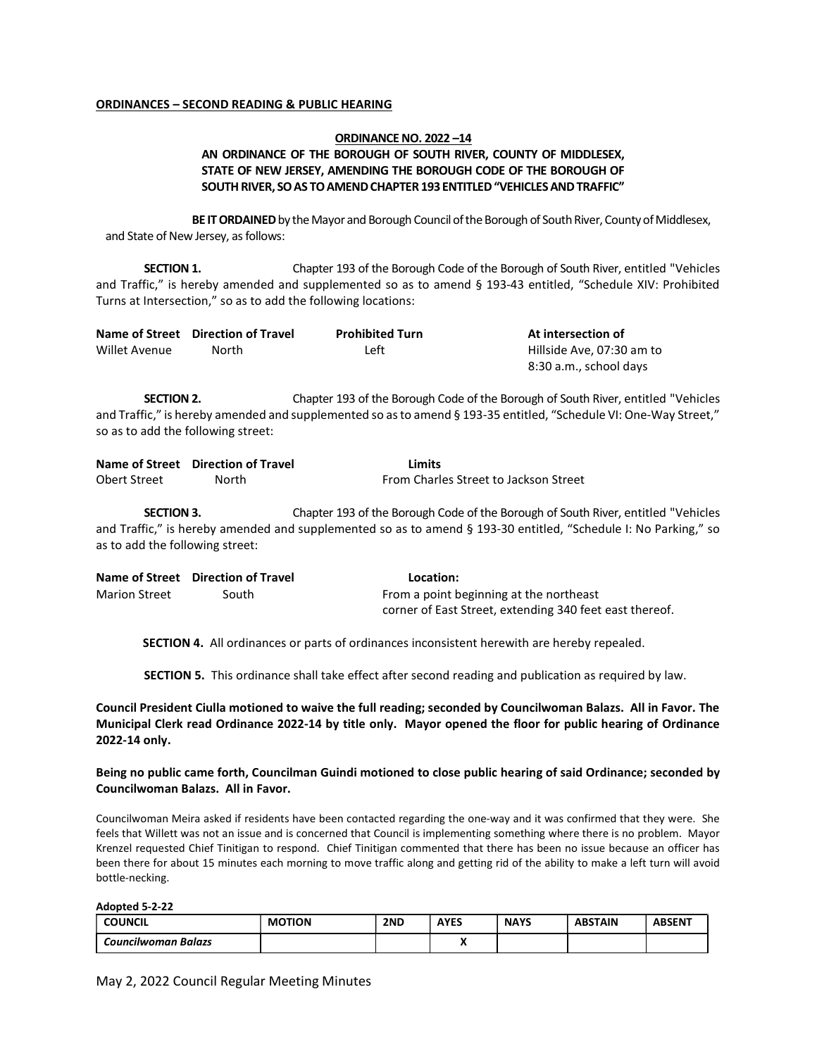**ORDINANCES – SECOND READING & PUBLIC HEARING**

**ORDINANCE NO. 2022 –14**

**AN ORDINANCE OF THE BOROUGH OF SOUTH RIVER, COUNTY OF MIDDLESEX, STATE OF NEW JERSEY, AMENDING THE BOROUGH CODE OF THE BOROUGH OF SOUTH RIVER, SO AS TO AMEND CHAPTER 193 ENTITLED "VEHICLES AND TRAFFIC"**

**BE IT ORDAINED** by the Mayor and Borough Council of the Borough of South River, County of Middlesex, and State of New Jersey, as follows:

**SECTION 1.** Chapter 193 of the Borough Code of the Borough of South River, entitled "Vehicles and Traffic," is hereby amended and supplemented so as to amend § 193-43 entitled, "Schedule XIV: Prohibited Turns at Intersection," so as to add the following locations:

| Name of Street | Direction of Travel | Prohibited Turn | At intersection of |
|---|---|---|---|
| Willet Avenue | North | Left | Hillside Ave, 07:30 am to 8:30 a.m., school days |

**SECTION 2.** Chapter 193 of the Borough Code of the Borough of South River, entitled "Vehicles and Traffic," is hereby amended and supplemented so as to amend § 193-35 entitled, "Schedule VI: One-Way Street," so as to add the following street:

| Name of Street | Direction of Travel | Limits |
|---|---|---|
| Obert Street | North | From Charles Street to Jackson Street |

**SECTION 3.** Chapter 193 of the Borough Code of the Borough of South River, entitled "Vehicles and Traffic," is hereby amended and supplemented so as to amend § 193-30 entitled, "Schedule I: No Parking," so as to add the following street:

| Name of Street | Direction of Travel | Location: |
|---|---|---|
| Marion Street | South | From a point beginning at the northeast corner of East Street, extending 340 feet east thereof. |

**SECTION 4.** All ordinances or parts of ordinances inconsistent herewith are hereby repealed.

**SECTION 5.** This ordinance shall take effect after second reading and publication as required by law.

**Council President Ciulla motioned to waive the full reading; seconded by Councilwoman Balazs. All in Favor. The Municipal Clerk read Ordinance 2022-14 by title only. Mayor opened the floor for public hearing of Ordinance 2022-14 only.**

**Being no public came forth, Councilman Guindi motioned to close public hearing of said Ordinance; seconded by Councilwoman Balazs. All in Favor.**

Councilwoman Meira asked if residents have been contacted regarding the one-way and it was confirmed that they were. She feels that Willett was not an issue and is concerned that Council is implementing something where there is no problem. Mayor Krenzel requested Chief Tinitigan to respond. Chief Tinitigan commented that there has been no issue because an officer has been there for about 15 minutes each morning to move traffic along and getting rid of the ability to make a left turn will avoid bottle-necking.

**Adopted 5-2-22**

| COUNCIL | MOTION | 2ND | AYES | NAYS | ABSTAIN | ABSENT |
|---|---|---|---|---|---|---|
| *Councilwoman Balazs* | | | X | | | |

May 2, 2022 Council Regular Meeting Minutes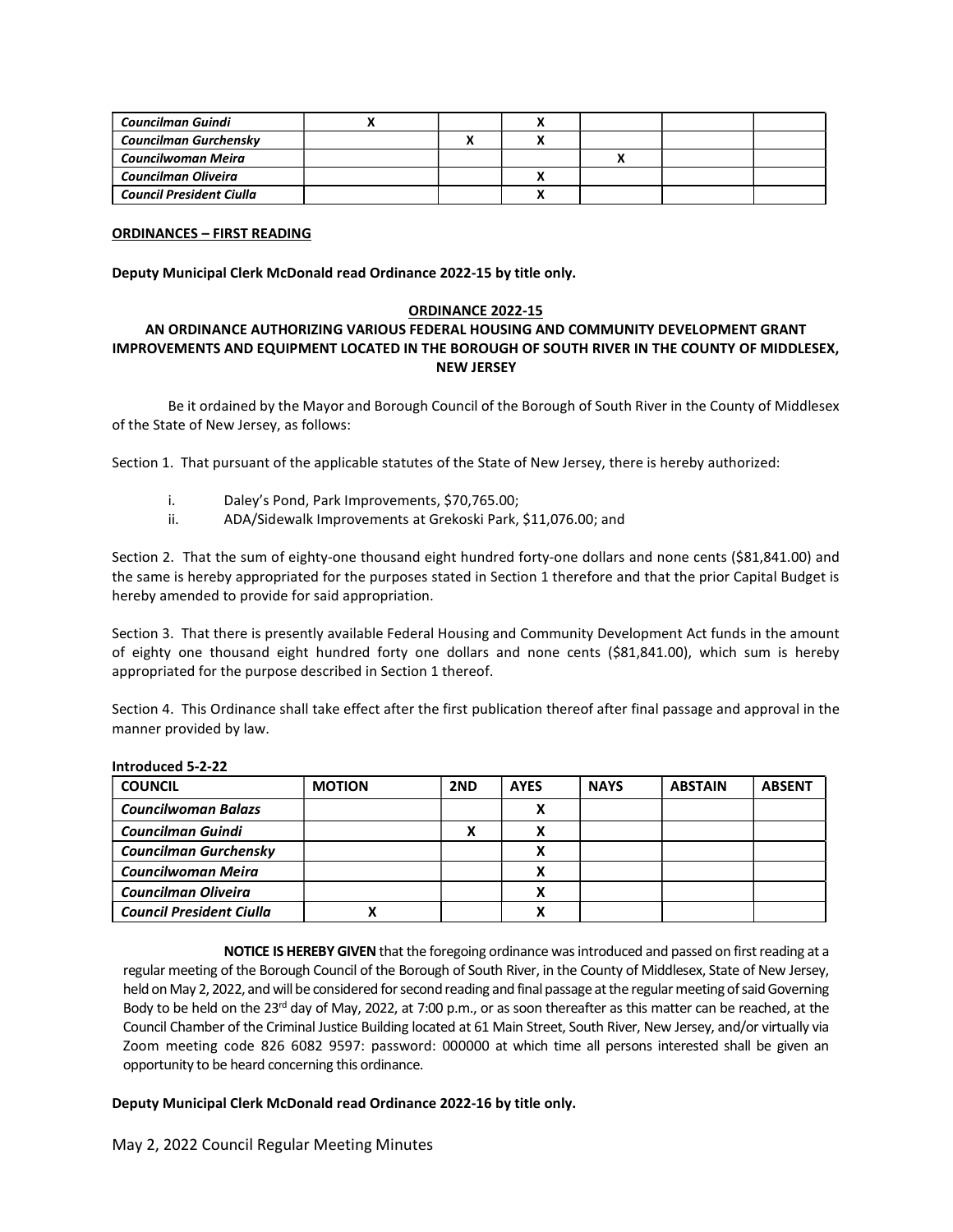| Councilman Guindi | X | | X | | | |
|---|---|---|---|---|---|---|
| Councilman Gurchensky | | X | X | | | |
| Councilwoman Meira | | | | X | | |
| Councilman Oliveira | | | X | | | |
| Council President Ciulla | | | X | | | |

**ORDINANCES – FIRST READING**

**Deputy Municipal Clerk McDonald read Ordinance 2022-15 by title only.**

**ORDINANCE 2022-15**

**AN ORDINANCE AUTHORIZING VARIOUS FEDERAL HOUSING AND COMMUNITY DEVELOPMENT GRANT IMPROVEMENTS AND EQUIPMENT LOCATED IN THE BOROUGH OF SOUTH RIVER IN THE COUNTY OF MIDDLESEX, NEW JERSEY**

Be it ordained by the Mayor and Borough Council of the Borough of South River in the County of Middlesex of the State of New Jersey, as follows:

Section 1. That pursuant of the applicable statutes of the State of New Jersey, there is hereby authorized:

i. Daley's Pond, Park Improvements, $70,765.00;
ii. ADA/Sidewalk Improvements at Grekoski Park, $11,076.00; and

Section 2. That the sum of eighty-one thousand eight hundred forty-one dollars and none cents ($81,841.00) and the same is hereby appropriated for the purposes stated in Section 1 therefore and that the prior Capital Budget is hereby amended to provide for said appropriation.

Section 3. That there is presently available Federal Housing and Community Development Act funds in the amount of eighty one thousand eight hundred forty one dollars and none cents ($81,841.00), which sum is hereby appropriated for the purpose described in Section 1 thereof.

Section 4. This Ordinance shall take effect after the first publication thereof after final passage and approval in the manner provided by law.

**Introduced 5-2-22**

| COUNCIL | MOTION | 2ND | AYES | NAYS | ABSTAIN | ABSENT |
|---|---|---|---|---|---|---|
| *Councilwoman Balazs* | | | X | | | |
| *Councilman Guindi* | | X | X | | | |
| *Councilman Gurchensky* | | | X | | | |
| *Councilwoman Meira* | | | X | | | |
| *Councilman Oliveira* | | | X | | | |
| *Council President Ciulla* | X | | X | | | |

**NOTICE IS HEREBY GIVEN** that the foregoing ordinance was introduced and passed on first reading at a regular meeting of the Borough Council of the Borough of South River, in the County of Middlesex, State of New Jersey, held on May 2, 2022, and will be considered for second reading and final passage at the regular meeting of said Governing Body to be held on the 23rd day of May, 2022, at 7:00 p.m., or as soon thereafter as this matter can be reached, at the Council Chamber of the Criminal Justice Building located at 61 Main Street, South River, New Jersey, and/or virtually via Zoom meeting code 826 6082 9597: password: 000000 at which time all persons interested shall be given an opportunity to be heard concerning this ordinance.

**Deputy Municipal Clerk McDonald read Ordinance 2022-16 by title only.**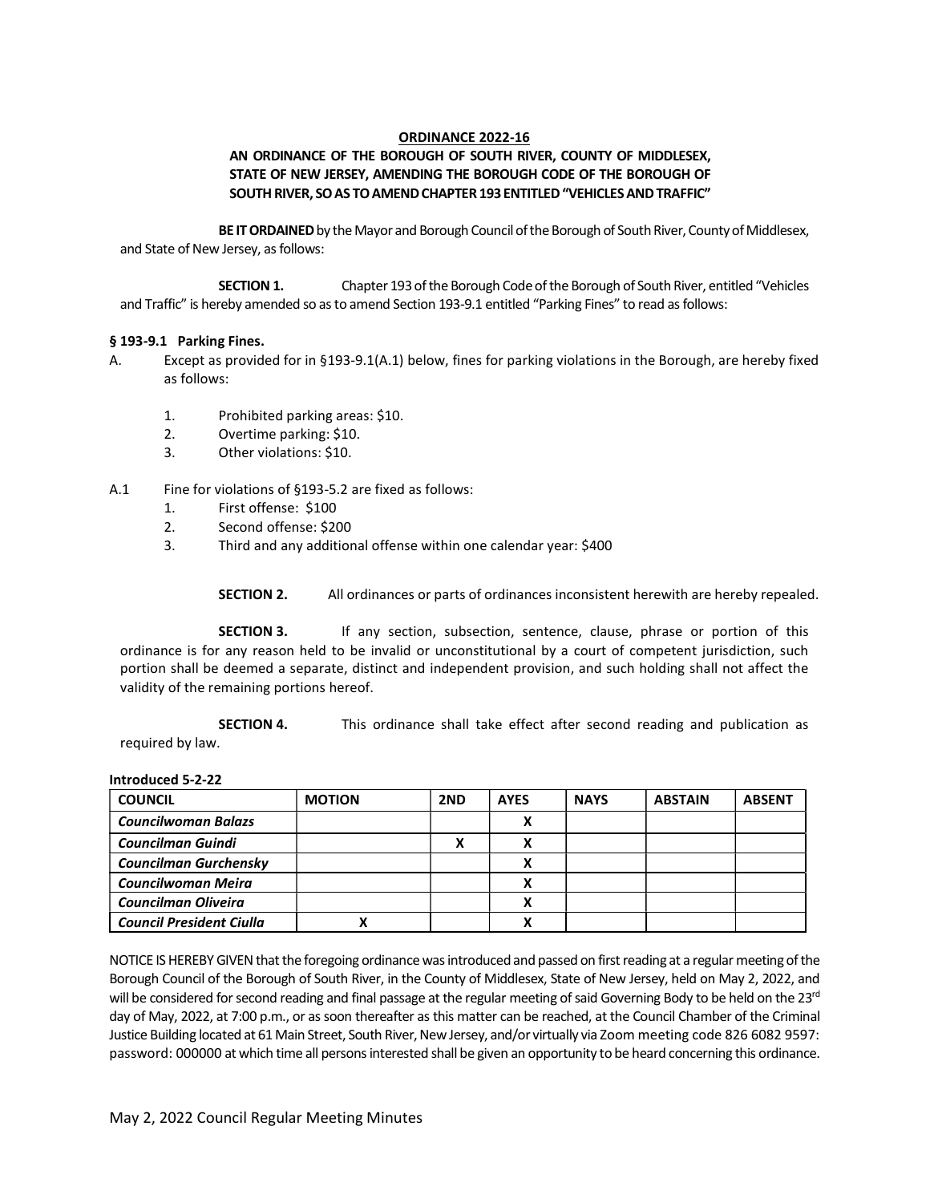**ORDINANCE 2022-16**

**AN ORDINANCE OF THE BOROUGH OF SOUTH RIVER, COUNTY OF MIDDLESEX, STATE OF NEW JERSEY, AMENDING THE BOROUGH CODE OF THE BOROUGH OF SOUTH RIVER, SO AS TO AMEND CHAPTER 193 ENTITLED "VEHICLES AND TRAFFIC"**

**BE IT ORDAINED** by the Mayor and Borough Council of the Borough of South River, County of Middlesex, and State of New Jersey, as follows:

**SECTION 1.** Chapter 193 of the Borough Code of the Borough of South River, entitled "Vehicles and Traffic" is hereby amended so as to amend Section 193-9.1 entitled "Parking Fines" to read as follows:

**§ 193-9.1 Parking Fines.**

A. Except as provided for in §193-9.1(A.1) below, fines for parking violations in the Borough, are hereby fixed as follows:

1. Prohibited parking areas: $10.
2. Overtime parking: $10.
3. Other violations: $10.

A.1 Fine for violations of §193-5.2 are fixed as follows:

1. First offense: $100
2. Second offense: $200
3. Third and any additional offense within one calendar year: $400

**SECTION 2.** All ordinances or parts of ordinances inconsistent herewith are hereby repealed.

**SECTION 3.** If any section, subsection, sentence, clause, phrase or portion of this ordinance is for any reason held to be invalid or unconstitutional by a court of competent jurisdiction, such portion shall be deemed a separate, distinct and independent provision, and such holding shall not affect the validity of the remaining portions hereof.

**SECTION 4.** This ordinance shall take effect after second reading and publication as required by law.

**Introduced 5-2-22**

| COUNCIL | MOTION | 2ND | AYES | NAYS | ABSTAIN | ABSENT |
|---|---|---|---|---|---|---|
| *Councilwoman Balazs* | | | X | | | |
| *Councilman Guindi* | | X | X | | | |
| *Councilman Gurchensky* | | | X | | | |
| *Councilwoman Meira* | | | X | | | |
| *Councilman Oliveira* | | | X | | | |
| *Council President Ciulla* | X | | X | | | |

NOTICE IS HEREBY GIVEN that the foregoing ordinance was introduced and passed on first reading at a regular meeting of the Borough Council of the Borough of South River, in the County of Middlesex, State of New Jersey, held on May 2, 2022, and will be considered for second reading and final passage at the regular meeting of said Governing Body to be held on the 23rd day of May, 2022, at 7:00 p.m., or as soon thereafter as this matter can be reached, at the Council Chamber of the Criminal Justice Building located at 61 Main Street, South River, New Jersey, and/or virtually via Zoom meeting code 826 6082 9597: password: 000000 at which time all persons interested shall be given an opportunity to be heard concerning this ordinance.

May 2, 2022 Council Regular Meeting Minutes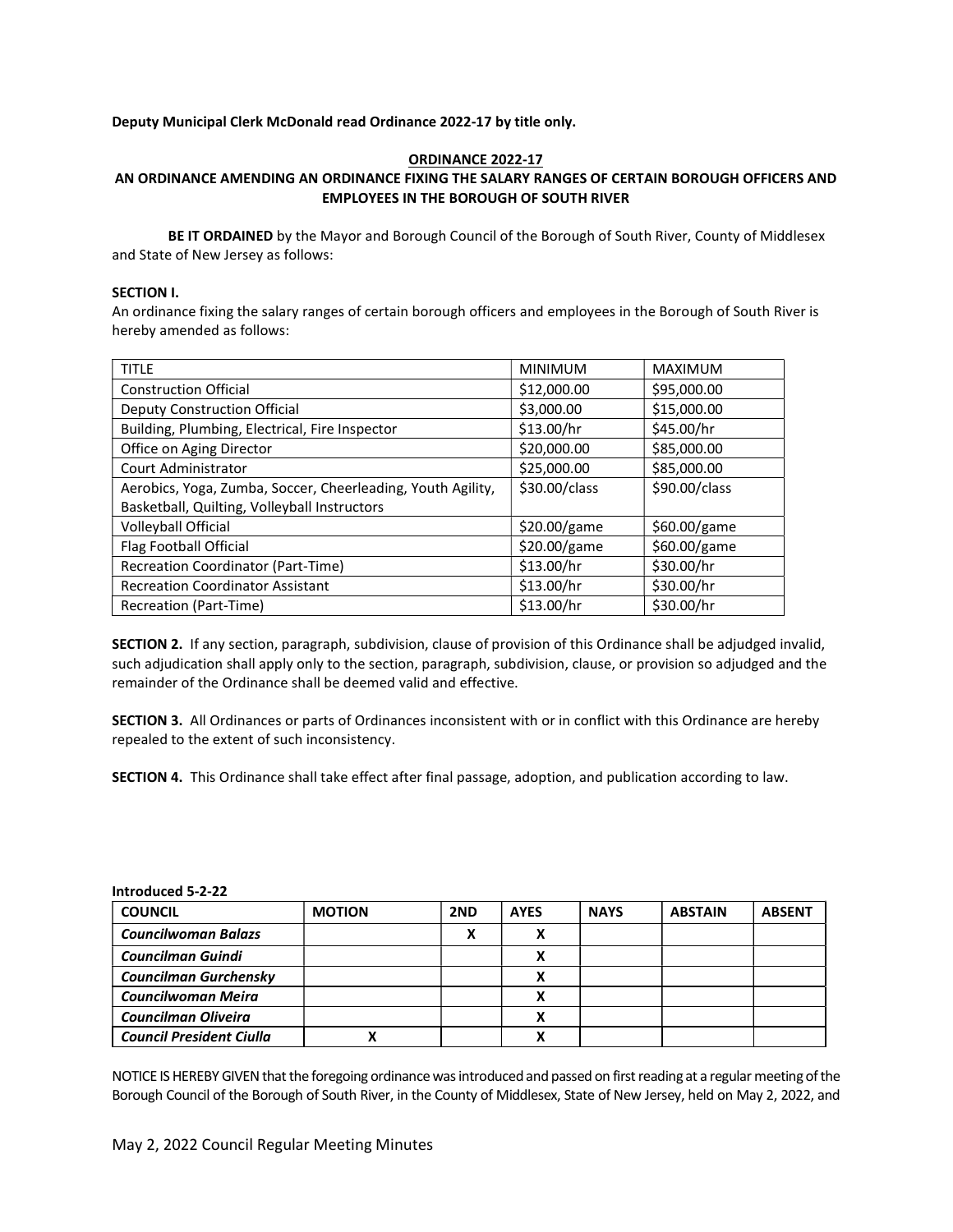**Deputy Municipal Clerk McDonald read Ordinance 2022-17 by title only.**

**ORDINANCE 2022-17**

**AN ORDINANCE AMENDING AN ORDINANCE FIXING THE SALARY RANGES OF CERTAIN BOROUGH OFFICERS AND EMPLOYEES IN THE BOROUGH OF SOUTH RIVER**

**BE IT ORDAINED** by the Mayor and Borough Council of the Borough of South River, County of Middlesex and State of New Jersey as follows:

**SECTION I.**
An ordinance fixing the salary ranges of certain borough officers and employees in the Borough of South River is hereby amended as follows:

| TITLE | MINIMUM | MAXIMUM |
|---|---|---|
| Construction Official | $12,000.00 | $95,000.00 |
| Deputy Construction Official | $3,000.00 | $15,000.00 |
| Building, Plumbing, Electrical, Fire Inspector | $13.00/hr | $45.00/hr |
| Office on Aging Director | $20,000.00 | $85,000.00 |
| Court Administrator | $25,000.00 | $85,000.00 |
| Aerobics, Yoga, Zumba, Soccer, Cheerleading, Youth Agility, Basketball, Quilting, Volleyball Instructors | $30.00/class | $90.00/class |
| Volleyball Official | $20.00/game | $60.00/game |
| Flag Football Official | $20.00/game | $60.00/game |
| Recreation Coordinator (Part-Time) | $13.00/hr | $30.00/hr |
| Recreation Coordinator Assistant | $13.00/hr | $30.00/hr |
| Recreation (Part-Time) | $13.00/hr | $30.00/hr |

**SECTION 2.** If any section, paragraph, subdivision, clause of provision of this Ordinance shall be adjudged invalid, such adjudication shall apply only to the section, paragraph, subdivision, clause, or provision so adjudged and the remainder of the Ordinance shall be deemed valid and effective.

**SECTION 3.** All Ordinances or parts of Ordinances inconsistent with or in conflict with this Ordinance are hereby repealed to the extent of such inconsistency.

**SECTION 4.** This Ordinance shall take effect after final passage, adoption, and publication according to law.

**Introduced 5-2-22**

| COUNCIL | MOTION | 2ND | AYES | NAYS | ABSTAIN | ABSENT |
|---|---|---|---|---|---|---|
| ***Councilwoman Balazs*** | | X | X | | | |
| ***Councilman Guindi*** | | | X | | | |
| ***Councilman Gurchensky*** | | | X | | | |
| ***Councilwoman Meira*** | | | X | | | |
| ***Councilman Oliveira*** | | | X | | | |
| ***Council President Ciulla*** | X | | X | | | |

NOTICE IS HEREBY GIVEN that the foregoing ordinance was introduced and passed on first reading at a regular meeting of the Borough Council of the Borough of South River, in the County of Middlesex, State of New Jersey, held on May 2, 2022, and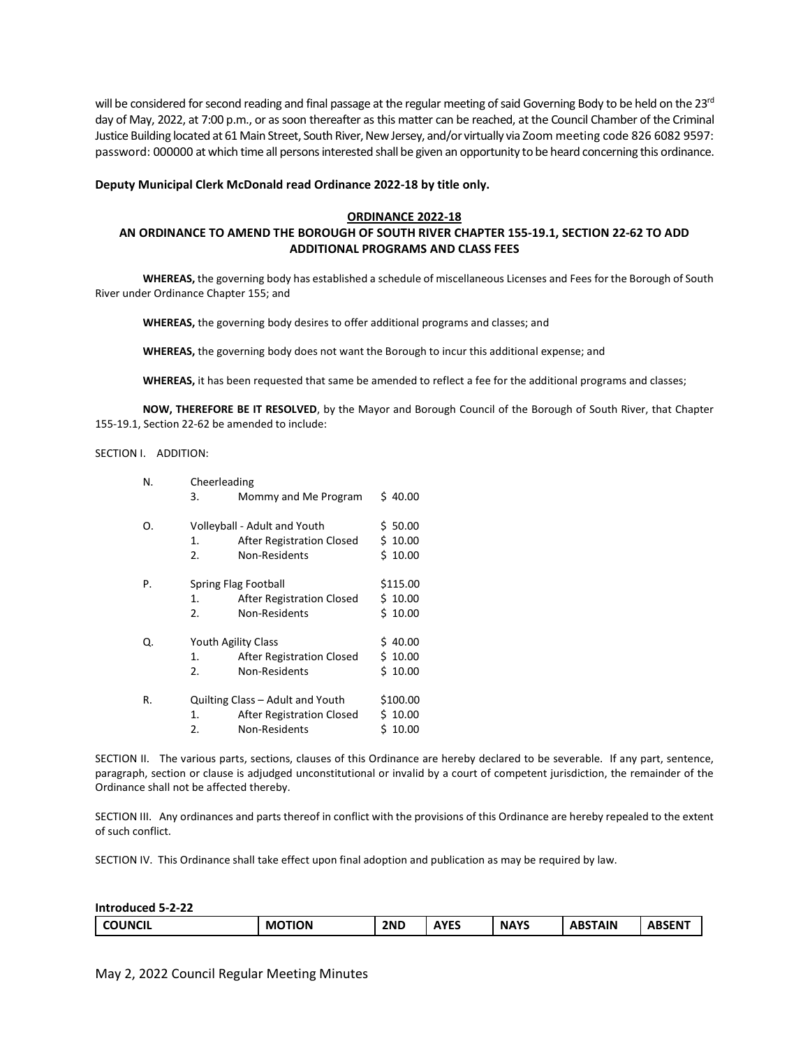will be considered for second reading and final passage at the regular meeting of said Governing Body to be held on the 23rd day of May, 2022, at 7:00 p.m., or as soon thereafter as this matter can be reached, at the Council Chamber of the Criminal Justice Building located at 61 Main Street, South River, New Jersey, and/or virtually via Zoom meeting code 826 6082 9597: password: 000000 at which time all persons interested shall be given an opportunity to be heard concerning this ordinance.

**Deputy Municipal Clerk McDonald read Ordinance 2022-18 by title only.**

**ORDINANCE 2022-18**

**AN ORDINANCE TO AMEND THE BOROUGH OF SOUTH RIVER CHAPTER 155-19.1, SECTION 22-62 TO ADD ADDITIONAL PROGRAMS AND CLASS FEES**

**WHEREAS,** the governing body has established a schedule of miscellaneous Licenses and Fees for the Borough of South River under Ordinance Chapter 155; and

**WHEREAS,** the governing body desires to offer additional programs and classes; and

**WHEREAS,** the governing body does not want the Borough to incur this additional expense; and

**WHEREAS,** it has been requested that same be amended to reflect a fee for the additional programs and classes;

**NOW, THEREFORE BE IT RESOLVED**, by the Mayor and Borough Council of the Borough of South River, that Chapter 155-19.1, Section 22-62 be amended to include:

SECTION I. ADDITION:

N. Cheerleading
- 3. Mommy and Me Program $ 40.00

O. Volleyball - Adult and Youth $ 50.00
- 1. After Registration Closed $ 10.00
- 2. Non-Residents $ 10.00

P. Spring Flag Football $115.00
- 1. After Registration Closed $ 10.00
- 2. Non-Residents $ 10.00

Q. Youth Agility Class $ 40.00
- 1. After Registration Closed $ 10.00
- 2. Non-Residents $ 10.00

R. Quilting Class – Adult and Youth $100.00
- 1. After Registration Closed $ 10.00
- 2. Non-Residents $ 10.00

SECTION II. The various parts, sections, clauses of this Ordinance are hereby declared to be severable. If any part, sentence, paragraph, section or clause is adjudged unconstitutional or invalid by a court of competent jurisdiction, the remainder of the Ordinance shall not be affected thereby.

SECTION III. Any ordinances and parts thereof in conflict with the provisions of this Ordinance are hereby repealed to the extent of such conflict.

SECTION IV. This Ordinance shall take effect upon final adoption and publication as may be required by law.

**Introduced 5-2-22**

| COUNCIL | MOTION | 2ND | AYES | NAYS | ABSTAIN | ABSENT |
| --- | --- | --- | --- | --- | --- | --- |

May 2, 2022 Council Regular Meeting Minutes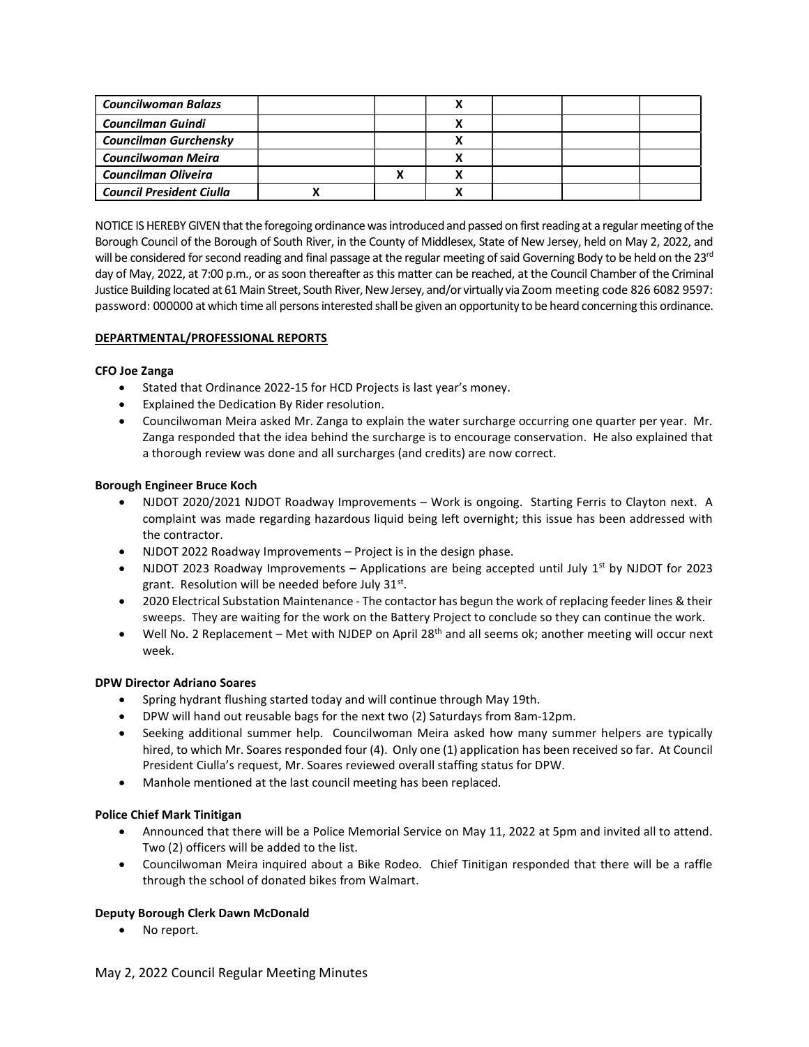| Councilwoman Balazs | | | X | | | |
|---|---|---|---|---|---|---|
| Councilman Guindi | | | X | | | |
| Councilman Gurchensky | | | X | | | |
| Councilwoman Meira | | | X | | | |
| Councilman Oliveira | | X | X | | | |
| Council President Ciulla | X | | X | | | |

NOTICE IS HEREBY GIVEN that the foregoing ordinance was introduced and passed on first reading at a regular meeting of the Borough Council of the Borough of South River, in the County of Middlesex, State of New Jersey, held on May 2, 2022, and will be considered for second reading and final passage at the regular meeting of said Governing Body to be held on the 23rd day of May, 2022, at 7:00 p.m., or as soon thereafter as this matter can be reached, at the Council Chamber of the Criminal Justice Building located at 61 Main Street, South River, New Jersey, and/or virtually via Zoom meeting code 826 6082 9597: password: 000000 at which time all persons interested shall be given an opportunity to be heard concerning this ordinance.

**DEPARTMENTAL/PROFESSIONAL REPORTS**

**CFO Joe Zanga**

- Stated that Ordinance 2022-15 for HCD Projects is last year's money.
- Explained the Dedication By Rider resolution.
- Councilwoman Meira asked Mr. Zanga to explain the water surcharge occurring one quarter per year. Mr. Zanga responded that the idea behind the surcharge is to encourage conservation. He also explained that a thorough review was done and all surcharges (and credits) are now correct.

**Borough Engineer Bruce Koch**

- NJDOT 2020/2021 NJDOT Roadway Improvements – Work is ongoing. Starting Ferris to Clayton next. A complaint was made regarding hazardous liquid being left overnight; this issue has been addressed with the contractor.
- NJDOT 2022 Roadway Improvements – Project is in the design phase.
- NJDOT 2023 Roadway Improvements – Applications are being accepted until July 1st by NJDOT for 2023 grant. Resolution will be needed before July 31st.
- 2020 Electrical Substation Maintenance - The contactor has begun the work of replacing feeder lines & their sweeps. They are waiting for the work on the Battery Project to conclude so they can continue the work.
- Well No. 2 Replacement – Met with NJDEP on April 28th and all seems ok; another meeting will occur next week.

**DPW Director Adriano Soares**

- Spring hydrant flushing started today and will continue through May 19th.
- DPW will hand out reusable bags for the next two (2) Saturdays from 8am-12pm.
- Seeking additional summer help. Councilwoman Meira asked how many summer helpers are typically hired, to which Mr. Soares responded four (4). Only one (1) application has been received so far. At Council President Ciulla's request, Mr. Soares reviewed overall staffing status for DPW.
- Manhole mentioned at the last council meeting has been replaced.

**Police Chief Mark Tinitigan**

- Announced that there will be a Police Memorial Service on May 11, 2022 at 5pm and invited all to attend. Two (2) officers will be added to the list.
- Councilwoman Meira inquired about a Bike Rodeo. Chief Tinitigan responded that there will be a raffle through the school of donated bikes from Walmart.

**Deputy Borough Clerk Dawn McDonald**

- No report.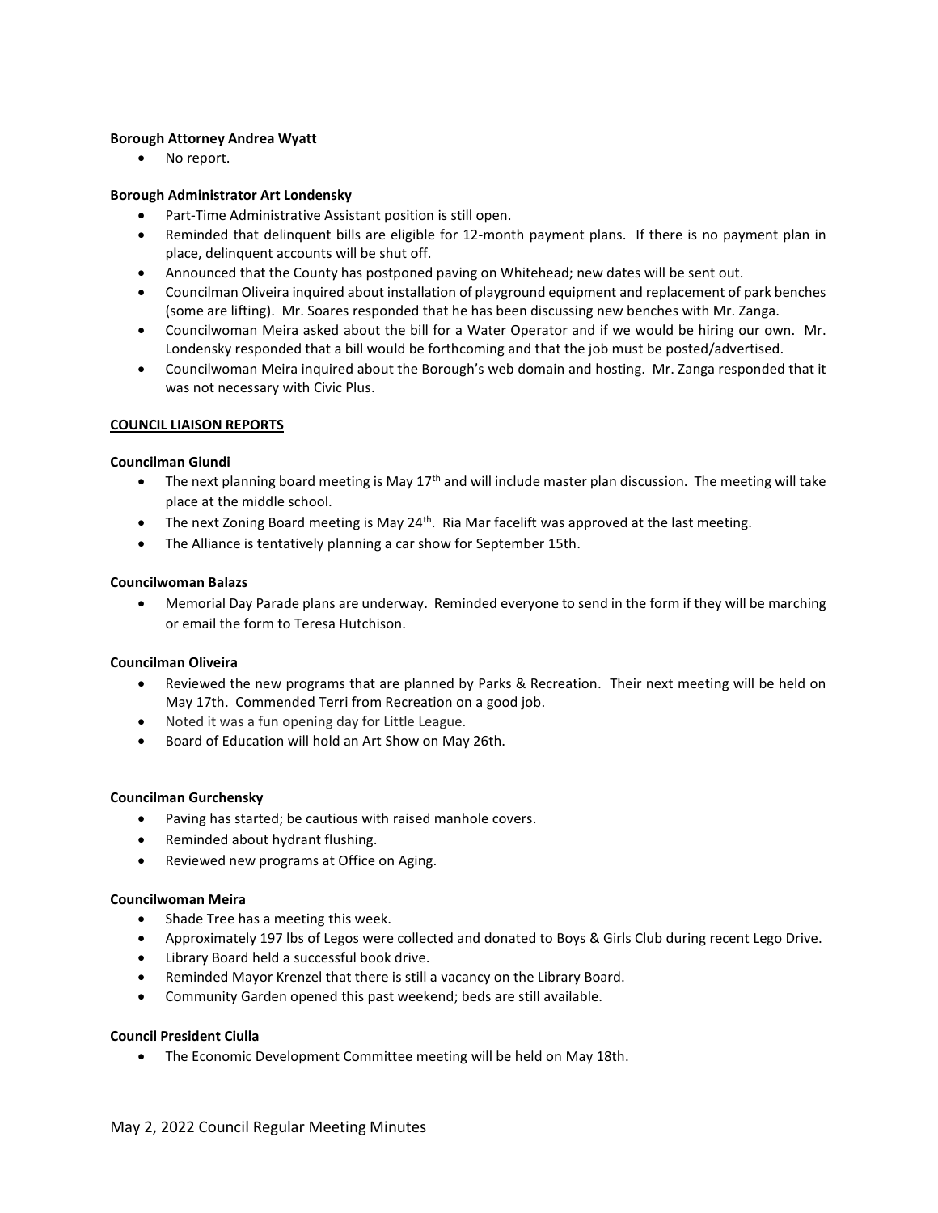**Borough Attorney Andrea Wyatt**

- No report.

**Borough Administrator Art Londensky**

- Part-Time Administrative Assistant position is still open.
- Reminded that delinquent bills are eligible for 12-month payment plans. If there is no payment plan in place, delinquent accounts will be shut off.
- Announced that the County has postponed paving on Whitehead; new dates will be sent out.
- Councilman Oliveira inquired about installation of playground equipment and replacement of park benches (some are lifting). Mr. Soares responded that he has been discussing new benches with Mr. Zanga.
- Councilwoman Meira asked about the bill for a Water Operator and if we would be hiring our own. Mr. Londensky responded that a bill would be forthcoming and that the job must be posted/advertised.
- Councilwoman Meira inquired about the Borough's web domain and hosting. Mr. Zanga responded that it was not necessary with Civic Plus.

**COUNCIL LIAISON REPORTS**

**Councilman Giundi**

- The next planning board meeting is May 17th and will include master plan discussion. The meeting will take place at the middle school.
- The next Zoning Board meeting is May 24th. Ria Mar facelift was approved at the last meeting.
- The Alliance is tentatively planning a car show for September 15th.

**Councilwoman Balazs**

- Memorial Day Parade plans are underway. Reminded everyone to send in the form if they will be marching or email the form to Teresa Hutchison.

**Councilman Oliveira**

- Reviewed the new programs that are planned by Parks & Recreation. Their next meeting will be held on May 17th. Commended Terri from Recreation on a good job.
- Noted it was a fun opening day for Little League.
- Board of Education will hold an Art Show on May 26th.

**Councilman Gurchensky**

- Paving has started; be cautious with raised manhole covers.
- Reminded about hydrant flushing.
- Reviewed new programs at Office on Aging.

**Councilwoman Meira**

- Shade Tree has a meeting this week.
- Approximately 197 lbs of Legos were collected and donated to Boys & Girls Club during recent Lego Drive.
- Library Board held a successful book drive.
- Reminded Mayor Krenzel that there is still a vacancy on the Library Board.
- Community Garden opened this past weekend; beds are still available.

**Council President Ciulla**

- The Economic Development Committee meeting will be held on May 18th.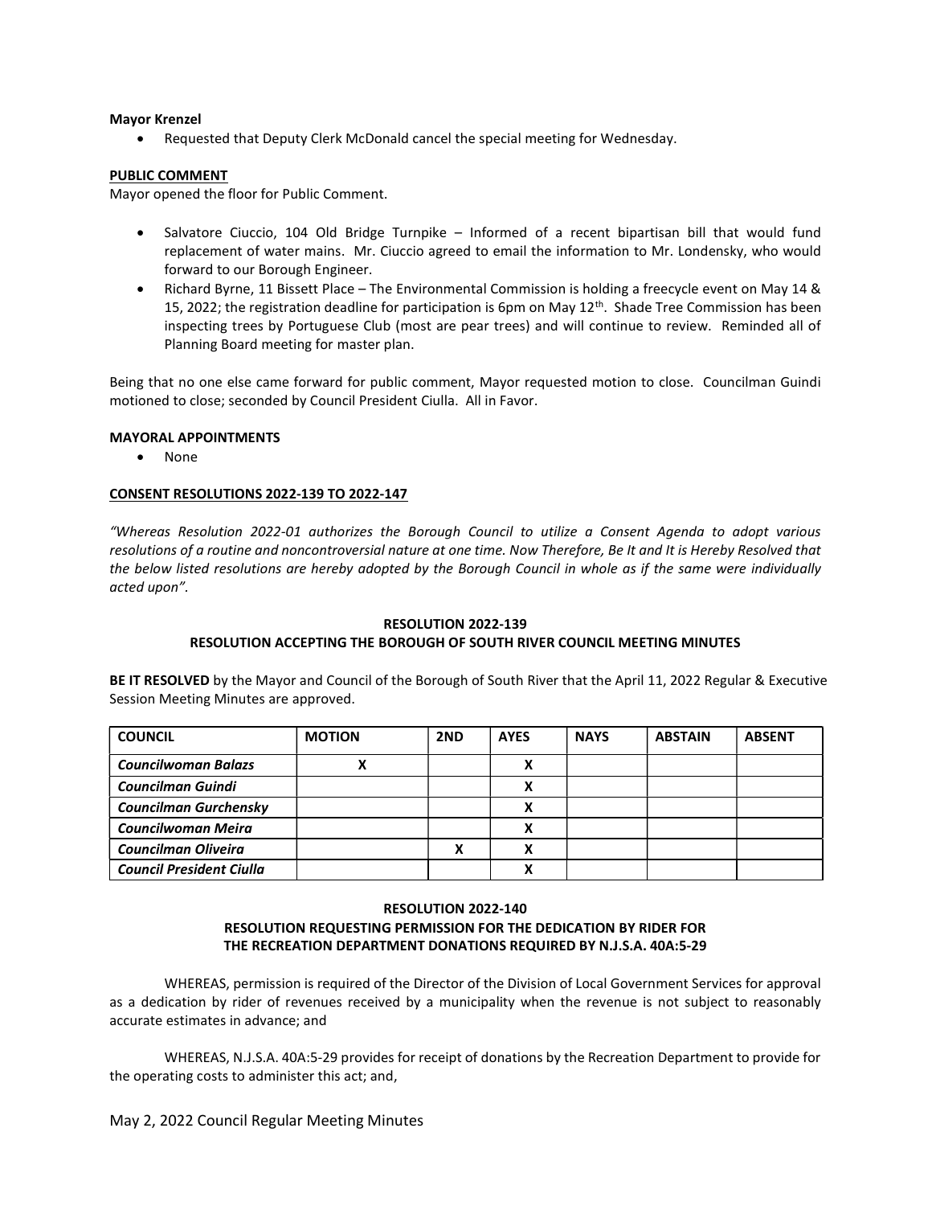**Mayor Krenzel**

- Requested that Deputy Clerk McDonald cancel the special meeting for Wednesday.

**PUBLIC COMMENT**

Mayor opened the floor for Public Comment.

- Salvatore Ciuccio, 104 Old Bridge Turnpike – Informed of a recent bipartisan bill that would fund replacement of water mains. Mr. Ciuccio agreed to email the information to Mr. Londensky, who would forward to our Borough Engineer.
- Richard Byrne, 11 Bissett Place – The Environmental Commission is holding a freecycle event on May 14 & 15, 2022; the registration deadline for participation is 6pm on May 12th. Shade Tree Commission has been inspecting trees by Portuguese Club (most are pear trees) and will continue to review. Reminded all of Planning Board meeting for master plan.

Being that no one else came forward for public comment, Mayor requested motion to close. Councilman Guindi motioned to close; seconded by Council President Ciulla. All in Favor.

**MAYORAL APPOINTMENTS**

- None

**CONSENT RESOLUTIONS 2022-139 TO 2022-147**

*"Whereas Resolution 2022-01 authorizes the Borough Council to utilize a Consent Agenda to adopt various resolutions of a routine and noncontroversial nature at one time. Now Therefore, Be It and It is Hereby Resolved that the below listed resolutions are hereby adopted by the Borough Council in whole as if the same were individually acted upon".*

**RESOLUTION 2022-139**
**RESOLUTION ACCEPTING THE BOROUGH OF SOUTH RIVER COUNCIL MEETING MINUTES**

**BE IT RESOLVED** by the Mayor and Council of the Borough of South River that the April 11, 2022 Regular & Executive Session Meeting Minutes are approved.

| COUNCIL | MOTION | 2ND | AYES | NAYS | ABSTAIN | ABSENT |
|---|---|---|---|---|---|---|
| *Councilwoman Balazs* | X | | X | | | |
| *Councilman Guindi* | | | X | | | |
| *Councilman Gurchensky* | | | X | | | |
| *Councilwoman Meira* | | | X | | | |
| *Councilman Oliveira* | | X | X | | | |
| *Council President Ciulla* | | | X | | | |

**RESOLUTION 2022-140**
**RESOLUTION REQUESTING PERMISSION FOR THE DEDICATION BY RIDER FOR THE RECREATION DEPARTMENT DONATIONS REQUIRED BY N.J.S.A. 40A:5-29**

WHEREAS, permission is required of the Director of the Division of Local Government Services for approval as a dedication by rider of revenues received by a municipality when the revenue is not subject to reasonably accurate estimates in advance; and

WHEREAS, N.J.S.A. 40A:5-29 provides for receipt of donations by the Recreation Department to provide for the operating costs to administer this act; and,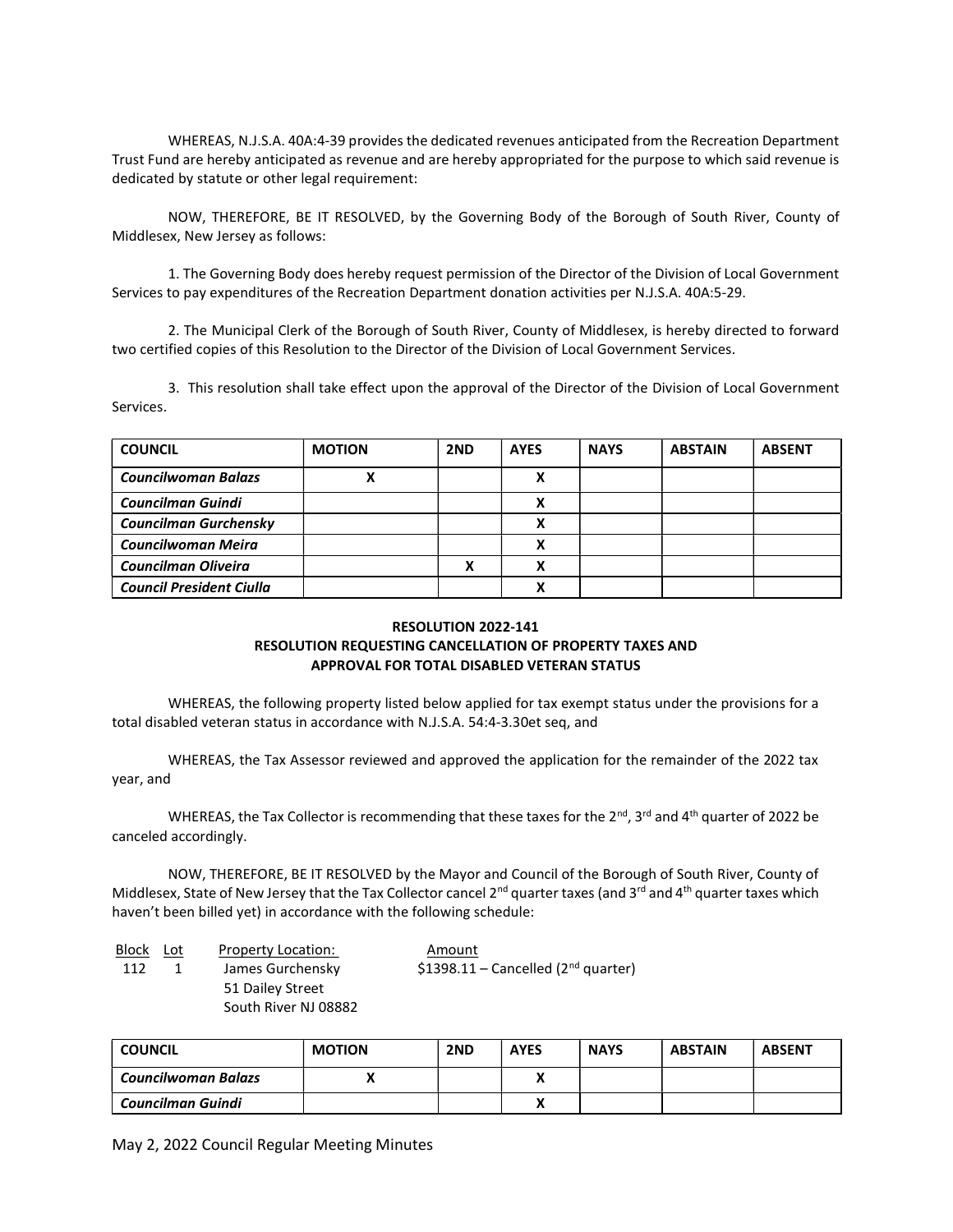WHEREAS, N.J.S.A. 40A:4-39 provides the dedicated revenues anticipated from the Recreation Department Trust Fund are hereby anticipated as revenue and are hereby appropriated for the purpose to which said revenue is dedicated by statute or other legal requirement:

NOW, THEREFORE, BE IT RESOLVED, by the Governing Body of the Borough of South River, County of Middlesex, New Jersey as follows:

1. The Governing Body does hereby request permission of the Director of the Division of Local Government Services to pay expenditures of the Recreation Department donation activities per N.J.S.A. 40A:5-29.

2. The Municipal Clerk of the Borough of South River, County of Middlesex, is hereby directed to forward two certified copies of this Resolution to the Director of the Division of Local Government Services.

3. This resolution shall take effect upon the approval of the Director of the Division of Local Government Services.

| COUNCIL | MOTION | 2ND | AYES | NAYS | ABSTAIN | ABSENT |
|---|---|---|---|---|---|---|
| *Councilwoman Balazs* | X | | X | | | |
| *Councilman Guindi* | | | X | | | |
| *Councilman Gurchensky* | | | X | | | |
| *Councilwoman Meira* | | | X | | | |
| *Councilman Oliveira* | | X | X | | | |
| *Council President Ciulla* | | | X | | | |

**RESOLUTION 2022-141**
**RESOLUTION REQUESTING CANCELLATION OF PROPERTY TAXES AND APPROVAL FOR TOTAL DISABLED VETERAN STATUS**

WHEREAS, the following property listed below applied for tax exempt status under the provisions for a total disabled veteran status in accordance with N.J.S.A. 54:4-3.30et seq, and

WHEREAS, the Tax Assessor reviewed and approved the application for the remainder of the 2022 tax year, and

WHEREAS, the Tax Collector is recommending that these taxes for the 2nd, 3rd and 4th quarter of 2022 be canceled accordingly.

NOW, THEREFORE, BE IT RESOLVED by the Mayor and Council of the Borough of South River, County of Middlesex, State of New Jersey that the Tax Collector cancel 2nd quarter taxes (and 3rd and 4th quarter taxes which haven't been billed yet) in accordance with the following schedule:

| Block | Lot | Property Location: | Amount |
|---|---|---|---|
| 112 | 1 | James Gurchensky<br>51 Dailey Street<br>South River NJ 08882 | $1398.11 – Cancelled (2nd quarter) |

| COUNCIL | MOTION | 2ND | AYES | NAYS | ABSTAIN | ABSENT |
|---|---|---|---|---|---|---|
| *Councilwoman Balazs* | X | | X | | | |
| *Councilman Guindi* | | | X | | | |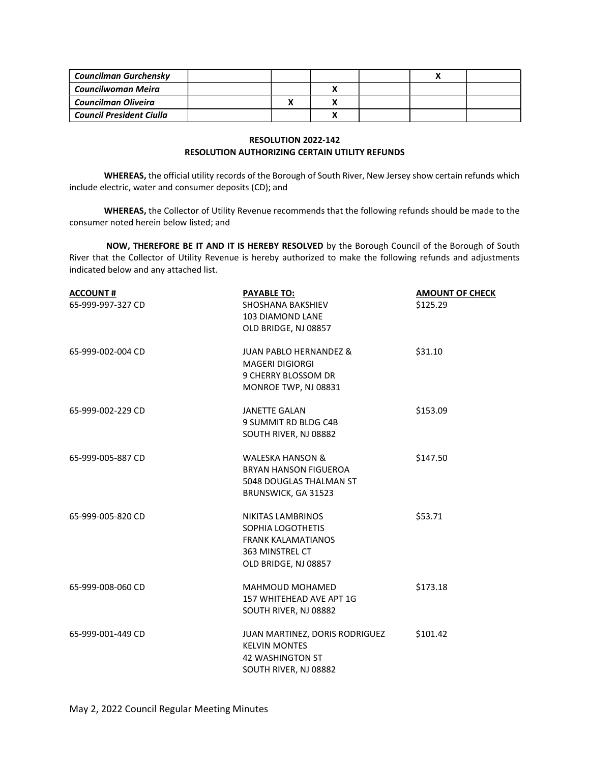| *Councilman Gurchensky* | | | | | X | |
|---|---|---|---|---|---|---|
| *Councilwoman Meira* | | | X | | | |
| *Councilman Oliveira* | | X | X | | | |
| *Council President Ciulla* | | | X | | | |

**RESOLUTION 2022-142**
**RESOLUTION AUTHORIZING CERTAIN UTILITY REFUNDS**

**WHEREAS,** the official utility records of the Borough of South River, New Jersey show certain refunds which include electric, water and consumer deposits (CD); and

**WHEREAS,** the Collector of Utility Revenue recommends that the following refunds should be made to the consumer noted herein below listed; and

**NOW, THEREFORE BE IT AND IT IS HEREBY RESOLVED** by the Borough Council of the Borough of South River that the Collector of Utility Revenue is hereby authorized to make the following refunds and adjustments indicated below and any attached list.

| ACCOUNT # | PAYABLE TO: | AMOUNT OF CHECK |
|---|---|---|
| 65-999-997-327 CD | SHOSHANA BAKSHIEV<br>103 DIAMOND LANE<br>OLD BRIDGE, NJ 08857 | $125.29 |
| 65-999-002-004 CD | JUAN PABLO HERNANDEZ &<br>MAGERI DIGIORGI<br>9 CHERRY BLOSSOM DR<br>MONROE TWP, NJ 08831 | $31.10 |
| 65-999-002-229 CD | JANETTE GALAN<br>9 SUMMIT RD BLDG C4B<br>SOUTH RIVER, NJ 08882 | $153.09 |
| 65-999-005-887 CD | WALESKA HANSON &<br>BRYAN HANSON FIGUEROA<br>5048 DOUGLAS THALMAN ST<br>BRUNSWICK, GA 31523 | $147.50 |
| 65-999-005-820 CD | NIKITAS LAMBRINOS<br>SOPHIA LOGOTHETIS<br>FRANK KALAMATIANOS<br>363 MINSTREL CT<br>OLD BRIDGE, NJ 08857 | $53.71 |
| 65-999-008-060 CD | MAHMOUD MOHAMED<br>157 WHITEHEAD AVE APT 1G<br>SOUTH RIVER, NJ 08882 | $173.18 |
| 65-999-001-449 CD | JUAN MARTINEZ, DORIS RODRIGUEZ<br>KELVIN MONTES<br>42 WASHINGTON ST<br>SOUTH RIVER, NJ 08882 | $101.42 |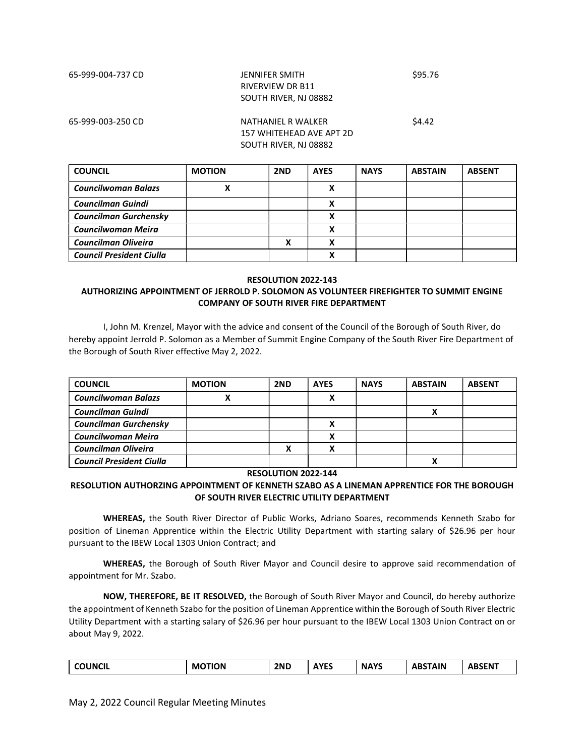| | | |
|---|---|---|
| 65-999-004-737 CD | JENNIFER SMITH<br>RIVERVIEW DR B11<br>SOUTH RIVER, NJ 08882 | $95.76 |
| 65-999-003-250 CD | NATHANIEL R WALKER<br>157 WHITEHEAD AVE APT 2D<br>SOUTH RIVER, NJ 08882 | $4.42 |

| COUNCIL | MOTION | 2ND | AYES | NAYS | ABSTAIN | ABSENT |
|---|---|---|---|---|---|---|
| *Councilwoman Balazs* | X | | X | | | |
| *Councilman Guindi* | | | X | | | |
| *Councilman Gurchensky* | | | X | | | |
| *Councilwoman Meira* | | | X | | | |
| *Councilman Oliveira* | | X | X | | | |
| *Council President Ciulla* | | | X | | | |

**RESOLUTION 2022-143**

**AUTHORIZING APPOINTMENT OF JERROLD P. SOLOMON AS VOLUNTEER FIREFIGHTER TO SUMMIT ENGINE COMPANY OF SOUTH RIVER FIRE DEPARTMENT**

I, John M. Krenzel, Mayor with the advice and consent of the Council of the Borough of South River, do hereby appoint Jerrold P. Solomon as a Member of Summit Engine Company of the South River Fire Department of the Borough of South River effective May 2, 2022.

| COUNCIL | MOTION | 2ND | AYES | NAYS | ABSTAIN | ABSENT |
|---|---|---|---|---|---|---|
| *Councilwoman Balazs* | X | | X | | | |
| *Councilman Guindi* | | | | | X | |
| *Councilman Gurchensky* | | | X | | | |
| *Councilwoman Meira* | | | X | | | |
| *Councilman Oliveira* | | X | X | | | |
| *Council President Ciulla* | | | | | X | |

**RESOLUTION 2022-144**

**RESOLUTION AUTHORZING APPOINTMENT OF KENNETH SZABO AS A LINEMAN APPRENTICE FOR THE BOROUGH OF SOUTH RIVER ELECTRIC UTILITY DEPARTMENT**

**WHEREAS,** the South River Director of Public Works, Adriano Soares, recommends Kenneth Szabo for position of Lineman Apprentice within the Electric Utility Department with starting salary of $26.96 per hour pursuant to the IBEW Local 1303 Union Contract; and

**WHEREAS,** the Borough of South River Mayor and Council desire to approve said recommendation of appointment for Mr. Szabo.

**NOW, THEREFORE, BE IT RESOLVED,** the Borough of South River Mayor and Council, do hereby authorize the appointment of Kenneth Szabo for the position of Lineman Apprentice within the Borough of South River Electric Utility Department with a starting salary of $26.96 per hour pursuant to the IBEW Local 1303 Union Contract on or about May 9, 2022.

| COUNCIL | MOTION | 2ND | AYES | NAYS | ABSTAIN | ABSENT |
|---|---|---|---|---|---|---|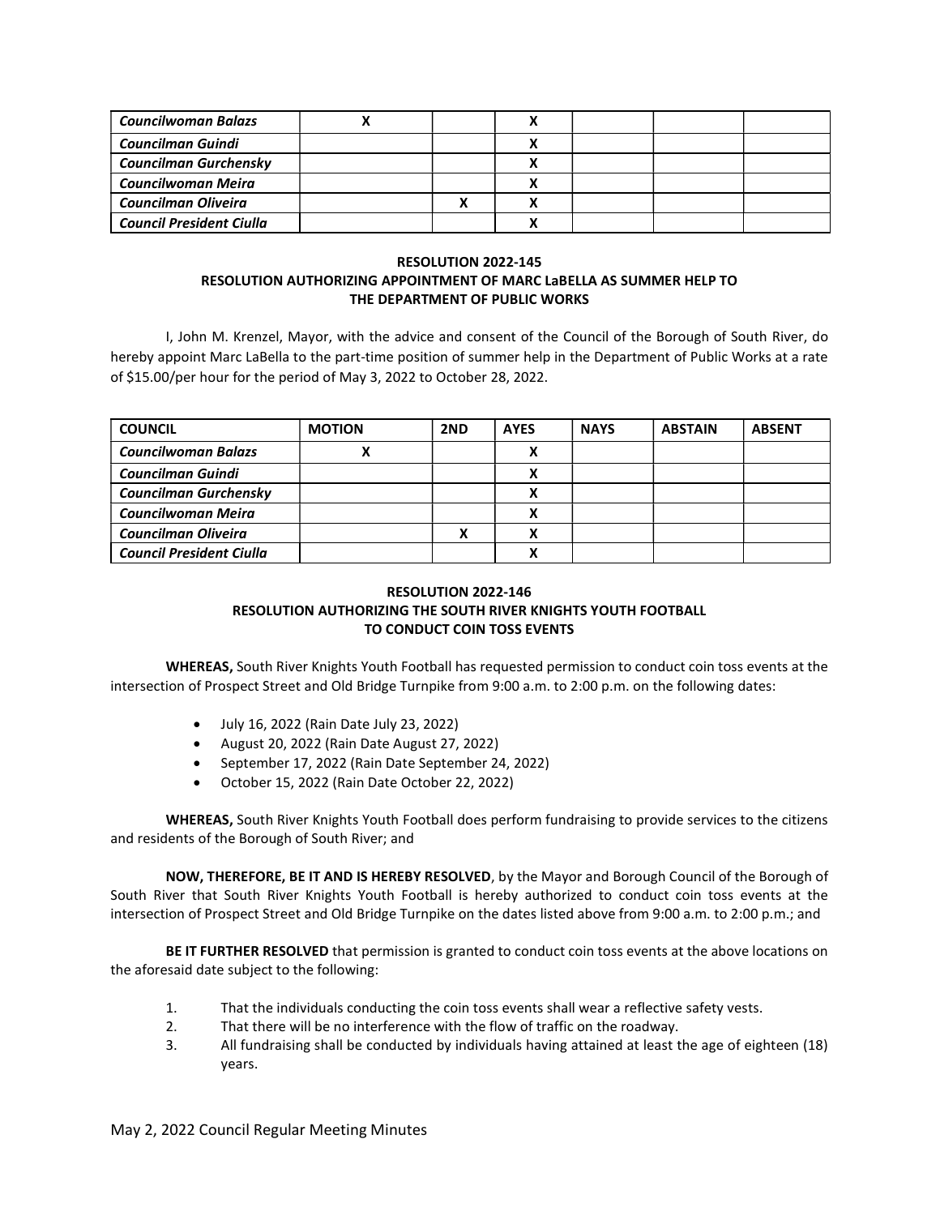| | | | | | | |
|---|---|---|---|---|---|---|
| ***Councilwoman Balazs*** | X | | X | | | |
| ***Councilman Guindi*** | | | X | | | |
| ***Councilman Gurchensky*** | | | X | | | |
| ***Councilwoman Meira*** | | | X | | | |
| ***Councilman Oliveira*** | | X | X | | | |
| ***Council President Ciulla*** | | | X | | | |

**RESOLUTION 2022-145**
**RESOLUTION AUTHORIZING APPOINTMENT OF MARC LaBELLA AS SUMMER HELP TO THE DEPARTMENT OF PUBLIC WORKS**

I, John M. Krenzel, Mayor, with the advice and consent of the Council of the Borough of South River, do hereby appoint Marc LaBella to the part-time position of summer help in the Department of Public Works at a rate of $15.00/per hour for the period of May 3, 2022 to October 28, 2022.

| COUNCIL | MOTION | 2ND | AYES | NAYS | ABSTAIN | ABSENT |
|---|---|---|---|---|---|---|
| ***Councilwoman Balazs*** | X | | X | | | |
| ***Councilman Guindi*** | | | X | | | |
| ***Councilman Gurchensky*** | | | X | | | |
| ***Councilwoman Meira*** | | | X | | | |
| ***Councilman Oliveira*** | | X | X | | | |
| ***Council President Ciulla*** | | | X | | | |

**RESOLUTION 2022-146**
**RESOLUTION AUTHORIZING THE SOUTH RIVER KNIGHTS YOUTH FOOTBALL TO CONDUCT COIN TOSS EVENTS**

**WHEREAS,** South River Knights Youth Football has requested permission to conduct coin toss events at the intersection of Prospect Street and Old Bridge Turnpike from 9:00 a.m. to 2:00 p.m. on the following dates:

- July 16, 2022 (Rain Date July 23, 2022)
- August 20, 2022 (Rain Date August 27, 2022)
- September 17, 2022 (Rain Date September 24, 2022)
- October 15, 2022 (Rain Date October 22, 2022)

**WHEREAS,** South River Knights Youth Football does perform fundraising to provide services to the citizens and residents of the Borough of South River; and

**NOW, THEREFORE, BE IT AND IS HEREBY RESOLVED**, by the Mayor and Borough Council of the Borough of South River that South River Knights Youth Football is hereby authorized to conduct coin toss events at the intersection of Prospect Street and Old Bridge Turnpike on the dates listed above from 9:00 a.m. to 2:00 p.m.; and

**BE IT FURTHER RESOLVED** that permission is granted to conduct coin toss events at the above locations on the aforesaid date subject to the following:

1. That the individuals conducting the coin toss events shall wear a reflective safety vests.
2. That there will be no interference with the flow of traffic on the roadway.
3. All fundraising shall be conducted by individuals having attained at least the age of eighteen (18) years.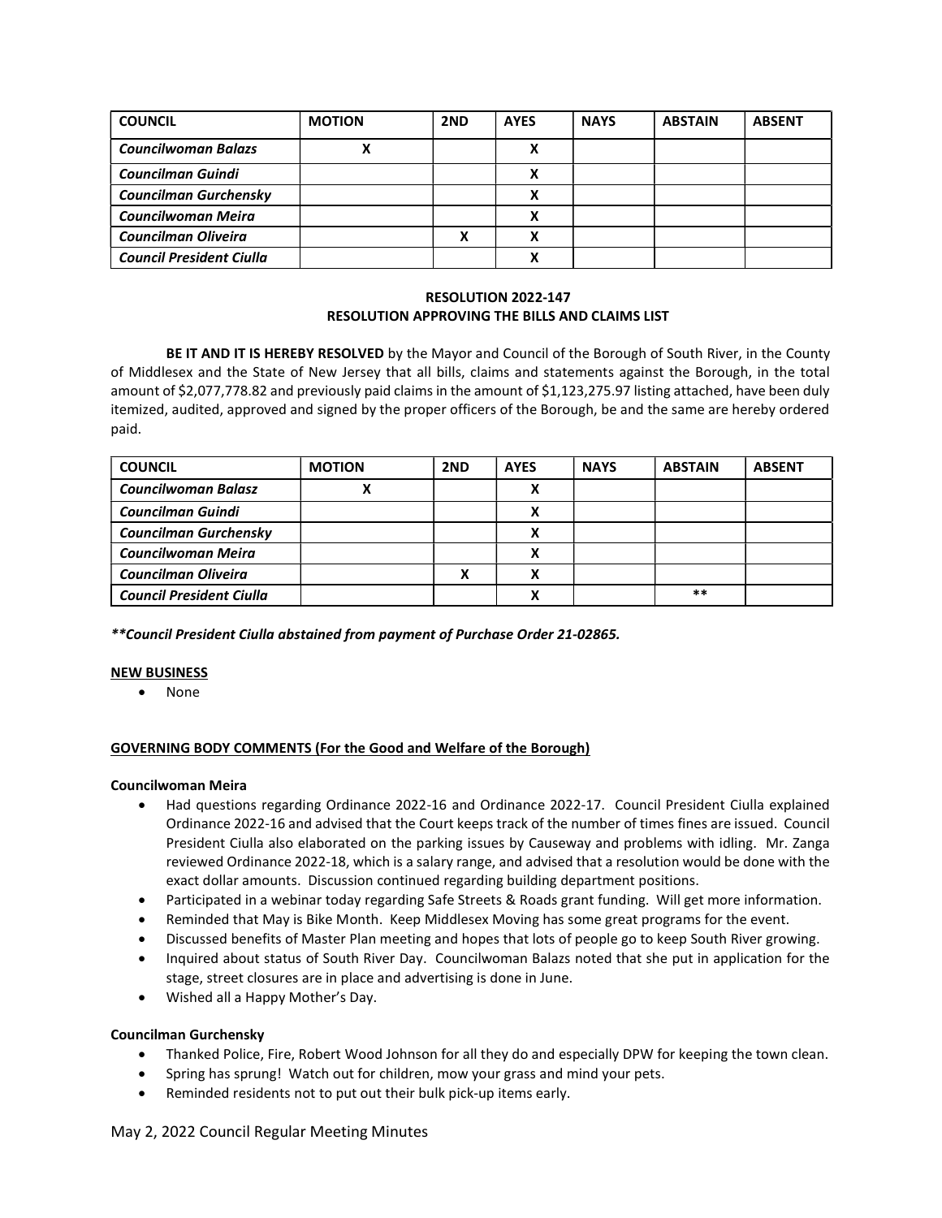| COUNCIL | MOTION | 2ND | AYES | NAYS | ABSTAIN | ABSENT |
|---|---|---|---|---|---|---|
| ***Councilwoman Balazs*** | X | | X | | | |
| ***Councilman Guindi*** | | | X | | | |
| ***Councilman Gurchensky*** | | | X | | | |
| ***Councilwoman Meira*** | | | X | | | |
| ***Councilman Oliveira*** | | X | X | | | |
| ***Council President Ciulla*** | | | X | | | |

**RESOLUTION 2022-147**
**RESOLUTION APPROVING THE BILLS AND CLAIMS LIST**

**BE IT AND IT IS HEREBY RESOLVED** by the Mayor and Council of the Borough of South River, in the County of Middlesex and the State of New Jersey that all bills, claims and statements against the Borough, in the total amount of $2,077,778.82 and previously paid claims in the amount of $1,123,275.97 listing attached, have been duly itemized, audited, approved and signed by the proper officers of the Borough, be and the same are hereby ordered paid.

| COUNCIL | MOTION | 2ND | AYES | NAYS | ABSTAIN | ABSENT |
|---|---|---|---|---|---|---|
| ***Councilwoman Balasz*** | X | | X | | | |
| ***Councilman Guindi*** | | | X | | | |
| ***Councilman Gurchensky*** | | | X | | | |
| ***Councilwoman Meira*** | | | X | | | |
| ***Councilman Oliveira*** | | X | X | | | |
| ***Council President Ciulla*** | | | X | | ** | |

***\*\*Council President Ciulla abstained from payment of Purchase Order 21-02865.***

**NEW BUSINESS**

- None

**GOVERNING BODY COMMENTS (For the Good and Welfare of the Borough)**

**Councilwoman Meira**

- Had questions regarding Ordinance 2022-16 and Ordinance 2022-17. Council President Ciulla explained Ordinance 2022-16 and advised that the Court keeps track of the number of times fines are issued. Council President Ciulla also elaborated on the parking issues by Causeway and problems with idling. Mr. Zanga reviewed Ordinance 2022-18, which is a salary range, and advised that a resolution would be done with the exact dollar amounts. Discussion continued regarding building department positions.
- Participated in a webinar today regarding Safe Streets & Roads grant funding. Will get more information.
- Reminded that May is Bike Month. Keep Middlesex Moving has some great programs for the event.
- Discussed benefits of Master Plan meeting and hopes that lots of people go to keep South River growing.
- Inquired about status of South River Day. Councilwoman Balazs noted that she put in application for the stage, street closures are in place and advertising is done in June.
- Wished all a Happy Mother's Day.

**Councilman Gurchensky**

- Thanked Police, Fire, Robert Wood Johnson for all they do and especially DPW for keeping the town clean.
- Spring has sprung! Watch out for children, mow your grass and mind your pets.
- Reminded residents not to put out their bulk pick-up items early.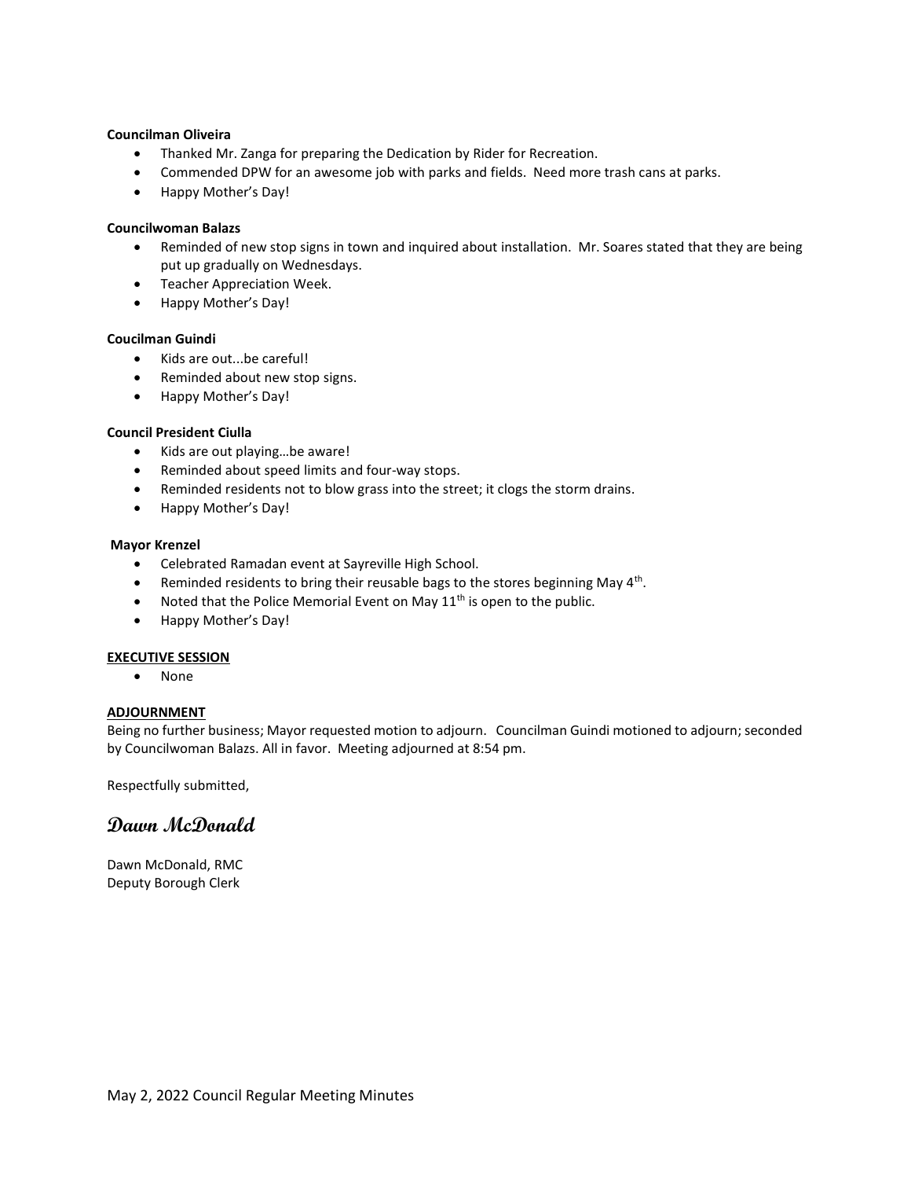**Councilman Oliveira**

- Thanked Mr. Zanga for preparing the Dedication by Rider for Recreation.
- Commended DPW for an awesome job with parks and fields. Need more trash cans at parks.
- Happy Mother's Day!

**Councilwoman Balazs**

- Reminded of new stop signs in town and inquired about installation. Mr. Soares stated that they are being put up gradually on Wednesdays.
- Teacher Appreciation Week.
- Happy Mother's Day!

**Coucilman Guindi**

- Kids are out...be careful!
- Reminded about new stop signs.
- Happy Mother's Day!

**Council President Ciulla**

- Kids are out playing…be aware!
- Reminded about speed limits and four-way stops.
- Reminded residents not to blow grass into the street; it clogs the storm drains.
- Happy Mother's Day!

**Mayor Krenzel**

- Celebrated Ramadan event at Sayreville High School.
- Reminded residents to bring their reusable bags to the stores beginning May 4th.
- Noted that the Police Memorial Event on May 11th is open to the public.
- Happy Mother's Day!

**EXECUTIVE SESSION**

- None

**ADJOURNMENT**

Being no further business; Mayor requested motion to adjourn. Councilman Guindi motioned to adjourn; seconded by Councilwoman Balazs. All in favor. Meeting adjourned at 8:54 pm.

Respectfully submitted,

*Dawn McDonald*

Dawn McDonald, RMC
Deputy Borough Clerk